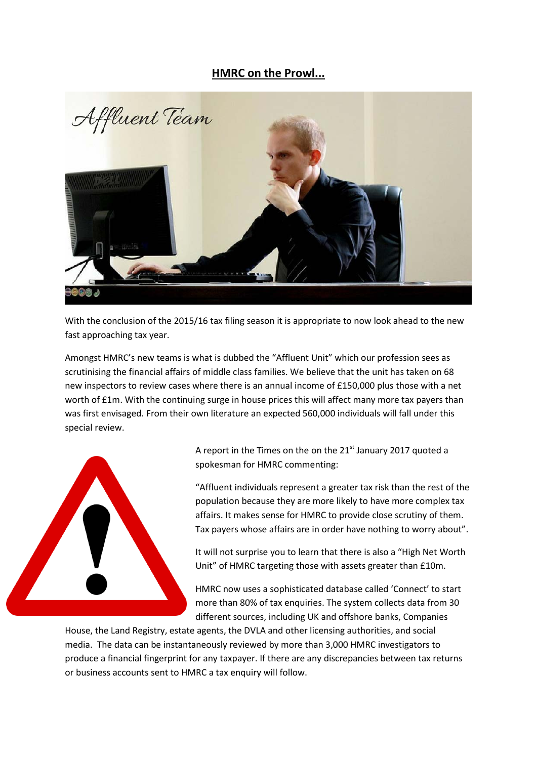# HMRC on the Prowl...

With the conclusion of the 2015/16 tax filing season it is appropriate to now look ahead to the new fast approaching tax year.

Amongst HMRC's new teams is what is dubbed the "Affluent Unit" which our profession sees as scrutinising the financial affairs of middle class families. We believe that the unit has taken on 68 new inspectors to review cases where there is an annual income of £150,000 plus those with a net worth of £1m. With the continuing surge in house prices this will affect many more tax payers than was first envisaged. From their own literature an expected 560,000 individuals will fall under this special review.

A report in the Times on the on the 21st January 2017 quoted a spokesman for HMRC commenting:

"Affluent individuals represent a greater tax risk than the rest of the population because they are more likely to have more complex tax affairs. It makes sense for HMRC to provide close scrutiny of them. Tax payers whose affairs are in order have nothing to worry about".

It will not surprise you to learn that there is also a "High Net Worth Unit" of HMRC targeting those with assets greater than £10m.

HMRC now uses a sophisticated database called 'Connect' to start more than 80% of tax enquiries. The system collects data from 30 different sources, including UK and offshore banks, Companies House, the Land Registry, estate agents, the DVLA and other licensing authorities, and social media. The data can be instantaneously reviewed by more than 3,000 HMRC investigators to produce a financial fingerprint for any taxpayer. If there are any discrepancies between tax returns or business accounts sent to HMRC a tax enquiry will follow.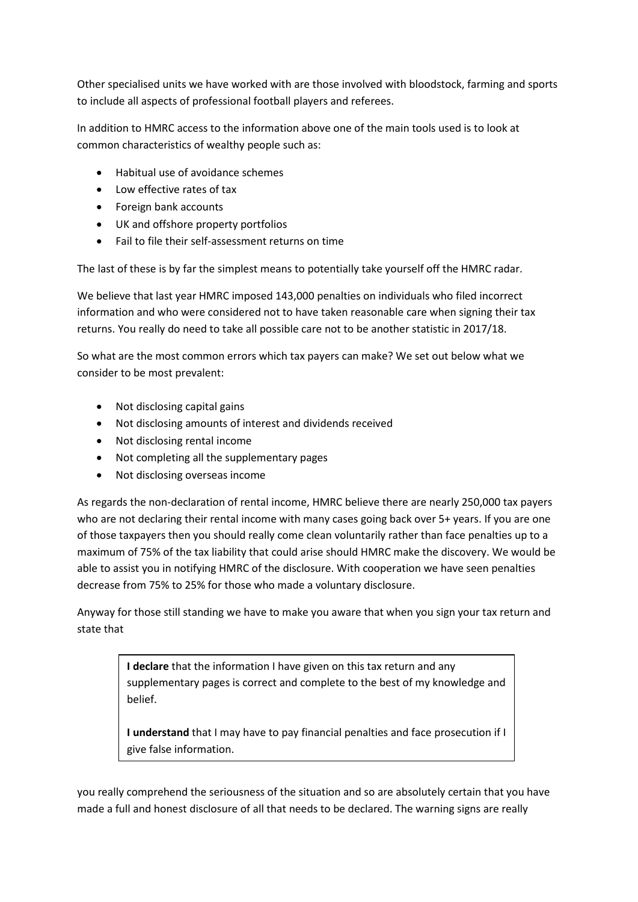Other specialised units we have worked with are those involved with bloodstock, farming and sports to include all aspects of professional football players and referees.

In addition to HMRC access to the information above one of the main tools used is to look at common characteristics of wealthy people such as:

- Habitual use of avoidance schemes
- Low effective rates of tax
- Foreign bank accounts
- UK and offshore property portfolios
- Fail to file their self-assessment returns on time

The last of these is by far the simplest means to potentially take yourself off the HMRC radar.

We believe that last year HMRC imposed 143,000 penalties on individuals who filed incorrect information and who were considered not to have taken reasonable care when signing their tax returns. You really do need to take all possible care not to be another statistic in 2017/18.

So what are the most common errors which tax payers can make? We set out below what we consider to be most prevalent:

- Not disclosing capital gains
- Not disclosing amounts of interest and dividends received
- Not disclosing rental income
- Not completing all the supplementary pages
- Not disclosing overseas income

As regards the non-declaration of rental income, HMRC believe there are nearly 250,000 tax payers who are not declaring their rental income with many cases going back over 5+ years. If you are one of those taxpayers then you should really come clean voluntarily rather than face penalties up to a maximum of 75% of the tax liability that could arise should HMRC make the discovery. We would be able to assist you in notifying HMRC of the disclosure. With cooperation we have seen penalties decrease from 75% to 25% for those who made a voluntary disclosure.

Anyway for those still standing we have to make you aware that when you sign your tax return and state that

> **I declare** that the information I have given on this tax return and any supplementary pages is correct and complete to the best of my knowledge and belief.
>
> **I understand** that I may have to pay financial penalties and face prosecution if I give false information.

you really comprehend the seriousness of the situation and so are absolutely certain that you have made a full and honest disclosure of all that needs to be declared. The warning signs are really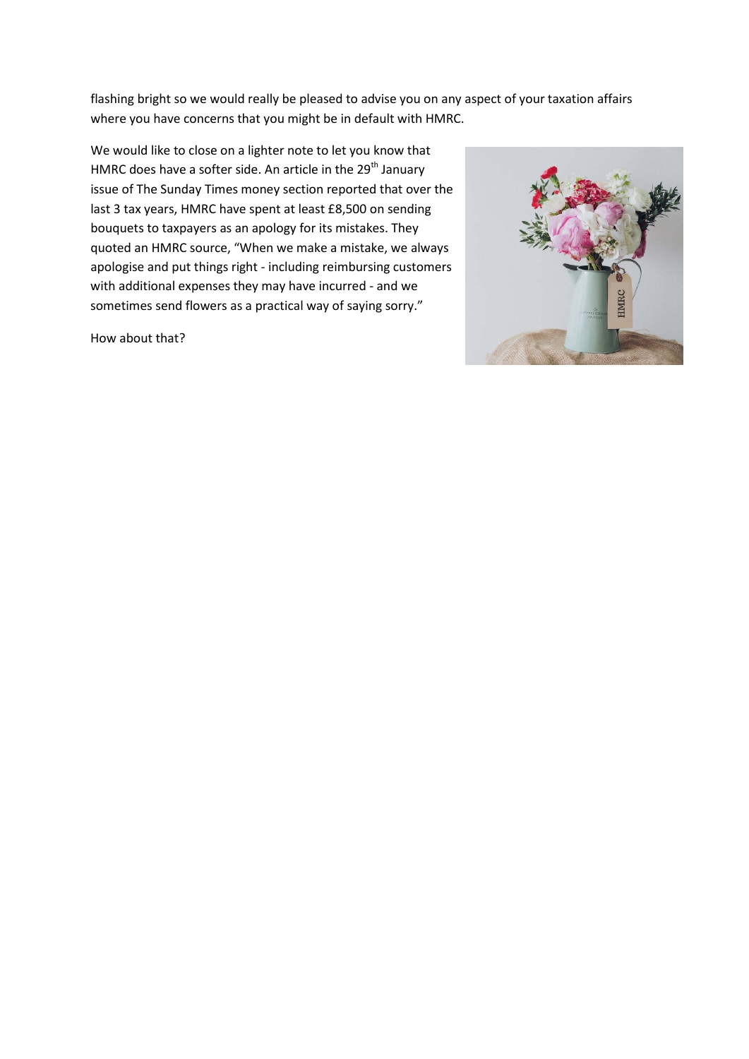flashing bright so we would really be pleased to advise you on any aspect of your taxation affairs where you have concerns that you might be in default with HMRC.

We would like to close on a lighter note to let you know that HMRC does have a softer side. An article in the 29th January issue of The Sunday Times money section reported that over the last 3 tax years, HMRC have spent at least £8,500 on sending bouquets to taxpayers as an apology for its mistakes. They quoted an HMRC source, "When we make a mistake, we always apologise and put things right - including reimbursing customers with additional expenses they may have incurred - and we sometimes send flowers as a practical way of saying sorry."

How about that?